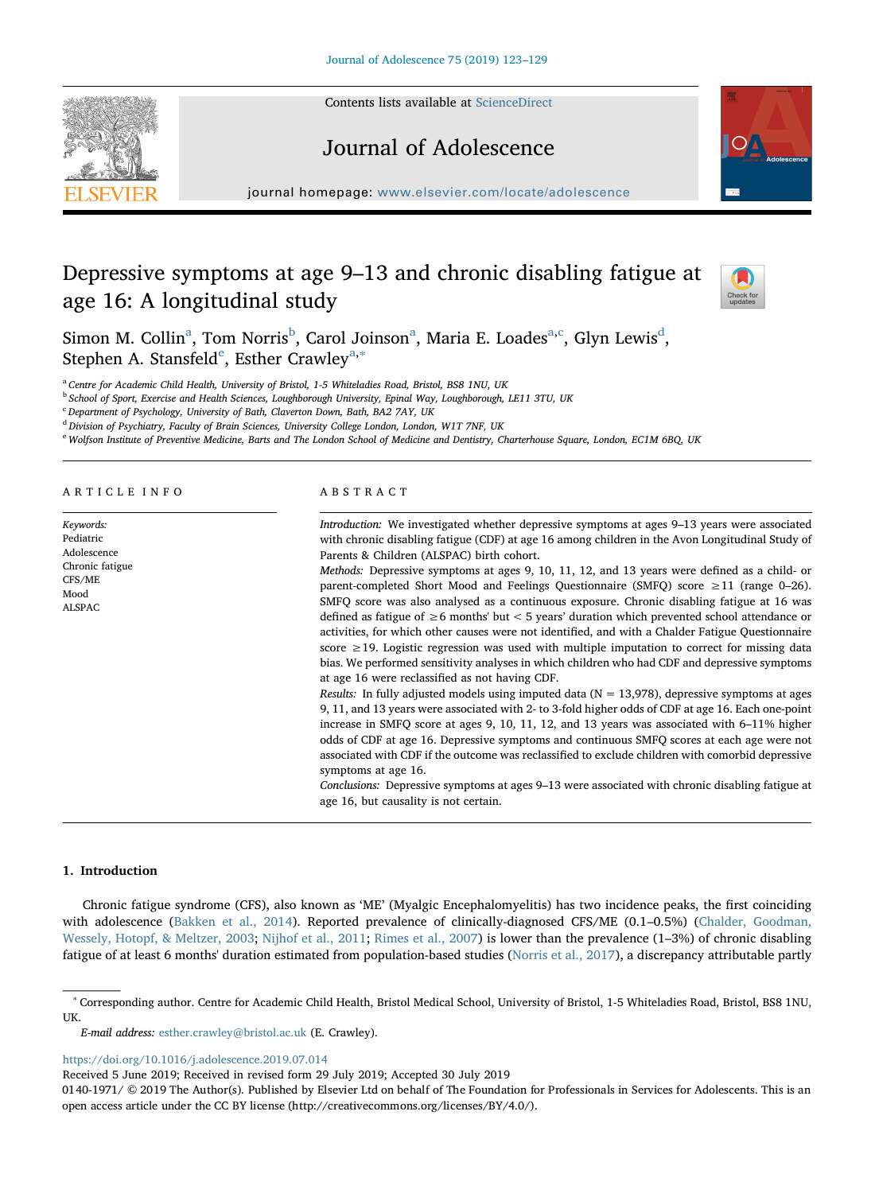# Depressive symptoms at age 9–13 and chronic disabling fatigue at age 16: A longitudinal study

Simon M. Collin[a], Tom Norris[b], Carol Joinson[a], Maria E. Loades[a,c], Glyn Lewis[d], Stephen A. Stansfeld[e], Esther Crawley[a,*]

[a] Centre for Academic Child Health, University of Bristol, 1-5 Whiteladies Road, Bristol, BS8 1NU, UK
[b] School of Sport, Exercise and Health Sciences, Loughborough University, Epinal Way, Loughborough, LE11 3TU, UK
[c] Department of Psychology, University of Bath, Claverton Down, Bath, BA2 7AY, UK
[d] Division of Psychiatry, Faculty of Brain Sciences, University College London, London, W1T 7NF, UK
[e] Wolfson Institute of Preventive Medicine, Barts and The London School of Medicine and Dentistry, Charterhouse Square, London, EC1M 6BQ, UK

## ARTICLE INFO

*Keywords:*
Pediatric
Adolescence
Chronic fatigue
CFS/ME
Mood
ALSPAC

## ABSTRACT

*Introduction:* We investigated whether depressive symptoms at ages 9–13 years were associated with chronic disabling fatigue (CDF) at age 16 among children in the Avon Longitudinal Study of Parents & Children (ALSPAC) birth cohort.

*Methods:* Depressive symptoms at ages 9, 10, 11, 12, and 13 years were defined as a child- or parent-completed Short Mood and Feelings Questionnaire (SMFQ) score ≥11 (range 0–26). SMFQ score was also analysed as a continuous exposure. Chronic disabling fatigue at 16 was defined as fatigue of ≥6 months' but < 5 years' duration which prevented school attendance or activities, for which other causes were not identified, and with a Chalder Fatigue Questionnaire score ≥19. Logistic regression was used with multiple imputation to correct for missing data bias. We performed sensitivity analyses in which children who had CDF and depressive symptoms at age 16 were reclassified as not having CDF.

*Results:* In fully adjusted models using imputed data (N = 13,978), depressive symptoms at ages 9, 11, and 13 years were associated with 2- to 3-fold higher odds of CDF at age 16. Each one-point increase in SMFQ score at ages 9, 10, 11, 12, and 13 years was associated with 6–11% higher odds of CDF at age 16. Depressive symptoms and continuous SMFQ scores at each age were not associated with CDF if the outcome was reclassified to exclude children with comorbid depressive symptoms at age 16.

*Conclusions:* Depressive symptoms at ages 9–13 were associated with chronic disabling fatigue at age 16, but causality is not certain.

## 1. Introduction

Chronic fatigue syndrome (CFS), also known as 'ME' (Myalgic Encephalomyelitis) has two incidence peaks, the first coinciding with adolescence (Bakken et al., 2014). Reported prevalence of clinically-diagnosed CFS/ME (0.1–0.5%) (Chalder, Goodman, Wessely, Hotopf, & Meltzer, 2003; Nijhof et al., 2011; Rimes et al., 2007) is lower than the prevalence (1–3%) of chronic disabling fatigue of at least 6 months' duration estimated from population-based studies (Norris et al., 2017), a discrepancy attributable partly

---

* Corresponding author. Centre for Academic Child Health, Bristol Medical School, University of Bristol, 1-5 Whiteladies Road, Bristol, BS8 1NU, UK.
*E-mail address:* esther.crawley@bristol.ac.uk (E. Crawley).

https://doi.org/10.1016/j.adolescence.2019.07.014
Received 5 June 2019; Received in revised form 29 July 2019; Accepted 30 July 2019
0140-1971/ © 2019 The Author(s). Published by Elsevier Ltd on behalf of The Foundation for Professionals in Services for Adolescents. This is an open access article under the CC BY license (http://creativecommons.org/licenses/BY/4.0/).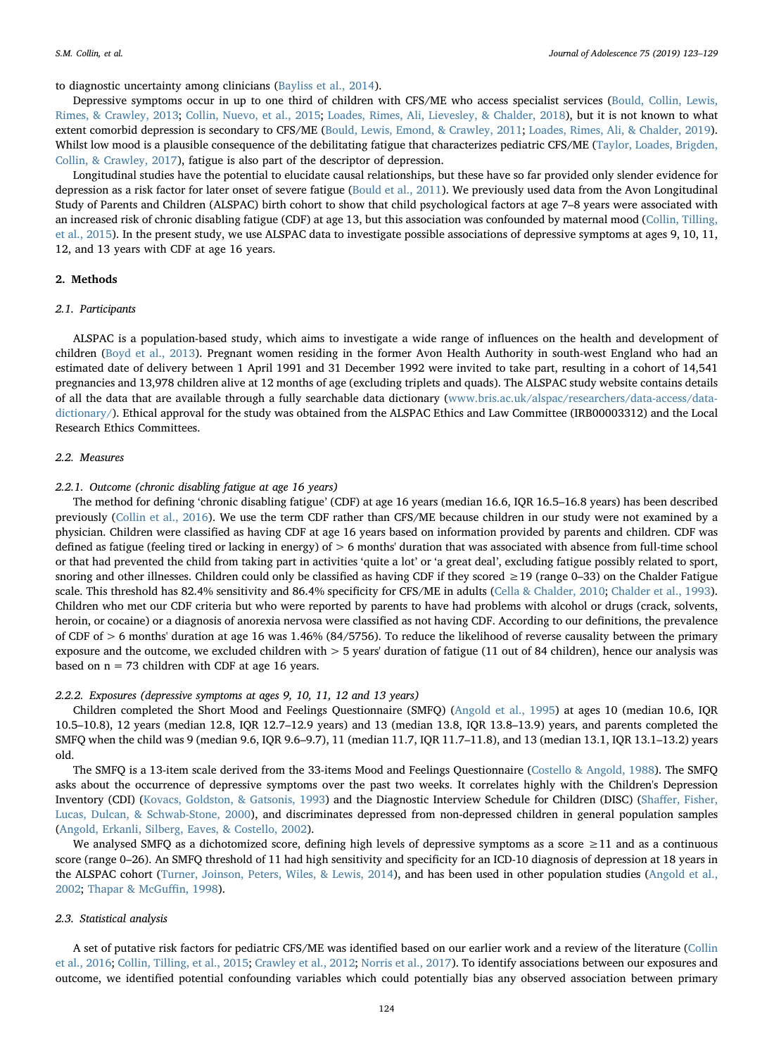to diagnostic uncertainty among clinicians (Bayliss et al., 2014).

Depressive symptoms occur in up to one third of children with CFS/ME who access specialist services (Bould, Collin, Lewis, Rimes, & Crawley, 2013; Collin, Nuevo, et al., 2015; Loades, Rimes, Ali, Lievesley, & Chalder, 2018), but it is not known to what extent comorbid depression is secondary to CFS/ME (Bould, Lewis, Emond, & Crawley, 2011; Loades, Rimes, Ali, & Chalder, 2019). Whilst low mood is a plausible consequence of the debilitating fatigue that characterizes pediatric CFS/ME (Taylor, Loades, Brigden, Collin, & Crawley, 2017), fatigue is also part of the descriptor of depression.

Longitudinal studies have the potential to elucidate causal relationships, but these have so far provided only slender evidence for depression as a risk factor for later onset of severe fatigue (Bould et al., 2011). We previously used data from the Avon Longitudinal Study of Parents and Children (ALSPAC) birth cohort to show that child psychological factors at age 7–8 years were associated with an increased risk of chronic disabling fatigue (CDF) at age 13, but this association was confounded by maternal mood (Collin, Tilling, et al., 2015). In the present study, we use ALSPAC data to investigate possible associations of depressive symptoms at ages 9, 10, 11, 12, and 13 years with CDF at age 16 years.

## 2. Methods

### 2.1. Participants

ALSPAC is a population-based study, which aims to investigate a wide range of influences on the health and development of children (Boyd et al., 2013). Pregnant women residing in the former Avon Health Authority in south-west England who had an estimated date of delivery between 1 April 1991 and 31 December 1992 were invited to take part, resulting in a cohort of 14,541 pregnancies and 13,978 children alive at 12 months of age (excluding triplets and quads). The ALSPAC study website contains details of all the data that are available through a fully searchable data dictionary (www.bris.ac.uk/alspac/researchers/data-access/data-dictionary/). Ethical approval for the study was obtained from the ALSPAC Ethics and Law Committee (IRB00003312) and the Local Research Ethics Committees.

### 2.2. Measures

#### 2.2.1. Outcome (chronic disabling fatigue at age 16 years)

The method for defining 'chronic disabling fatigue' (CDF) at age 16 years (median 16.6, IQR 16.5–16.8 years) has been described previously (Collin et al., 2016). We use the term CDF rather than CFS/ME because children in our study were not examined by a physician. Children were classified as having CDF at age 16 years based on information provided by parents and children. CDF was defined as fatigue (feeling tired or lacking in energy) of > 6 months' duration that was associated with absence from full-time school or that had prevented the child from taking part in activities 'quite a lot' or 'a great deal', excluding fatigue possibly related to sport, snoring and other illnesses. Children could only be classified as having CDF if they scored ≥19 (range 0–33) on the Chalder Fatigue scale. This threshold has 82.4% sensitivity and 86.4% specificity for CFS/ME in adults (Cella & Chalder, 2010; Chalder et al., 1993). Children who met our CDF criteria but who were reported by parents to have had problems with alcohol or drugs (crack, solvents, heroin, or cocaine) or a diagnosis of anorexia nervosa were classified as not having CDF. According to our definitions, the prevalence of CDF of > 6 months' duration at age 16 years was 1.46% (84/5756). To reduce the likelihood of reverse causality between the primary exposure and the outcome, we excluded children with > 5 years' duration of fatigue (11 out of 84 children), hence our analysis was based on n = 73 children with CDF at age 16 years.

#### 2.2.2. Exposures (depressive symptoms at ages 9, 10, 11, 12 and 13 years)

Children completed the Short Mood and Feelings Questionnaire (SMFQ) (Angold et al., 1995) at ages 10 (median 10.6, IQR 10.5–10.8), 12 years (median 12.8, IQR 12.7–12.9 years) and 13 (median 13.8, IQR 13.8–13.9) years, and parents completed the SMFQ when the child was 9 (median 9.6, IQR 9.6–9.7), 11 (median 11.7, IQR 11.7–11.8), and 13 (median 13.1, IQR 13.1–13.2) years old.

The SMFQ is a 13-item scale derived from the 33-items Mood and Feelings Questionnaire (Costello & Angold, 1988). The SMFQ asks about the occurrence of depressive symptoms over the past two weeks. It correlates highly with the Children's Depression Inventory (CDI) (Kovacs, Goldston, & Gatsonis, 1993) and the Diagnostic Interview Schedule for Children (DISC) (Shaffer, Fisher, Lucas, Dulcan, & Schwab-Stone, 2000), and discriminates depressed from non-depressed children in general population samples (Angold, Erkanli, Silberg, Eaves, & Costello, 2002).

We analysed SMFQ as a dichotomized score, defining high levels of depressive symptoms as a score ≥11 and as a continuous score (range 0–26). An SMFQ threshold of 11 had high sensitivity and specificity for an ICD-10 diagnosis of depression at 18 years in the ALSPAC cohort (Turner, Joinson, Peters, Wiles, & Lewis, 2014), and has been used in other population studies (Angold et al., 2002; Thapar & McGuffin, 1998).

### 2.3. Statistical analysis

A set of putative risk factors for pediatric CFS/ME was identified based on our earlier work and a review of the literature (Collin et al., 2016; Collin, Tilling, et al., 2015; Crawley et al., 2012; Norris et al., 2017). To identify associations between our exposures and outcome, we identified potential confounding variables which could potentially bias any observed association between primary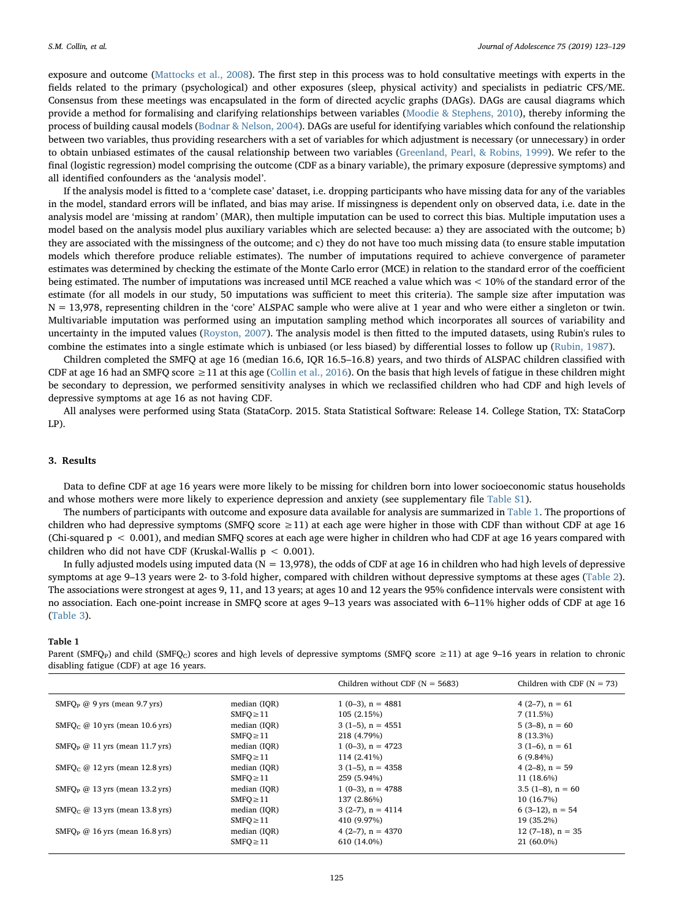exposure and outcome (Mattocks et al., 2008). The first step in this process was to hold consultative meetings with experts in the fields related to the primary (psychological) and other exposures (sleep, physical activity) and specialists in pediatric CFS/ME. Consensus from these meetings was encapsulated in the form of directed acyclic graphs (DAGs). DAGs are causal diagrams which provide a method for formalising and clarifying relationships between variables (Moodie & Stephens, 2010), thereby informing the process of building causal models (Bodnar & Nelson, 2004). DAGs are useful for identifying variables which confound the relationship between two variables, thus providing researchers with a set of variables for which adjustment is necessary (or unnecessary) in order to obtain unbiased estimates of the causal relationship between two variables (Greenland, Pearl, & Robins, 1999). We refer to the final (logistic regression) model comprising the outcome (CDF as a binary variable), the primary exposure (depressive symptoms) and all identified confounders as the 'analysis model'.

If the analysis model is fitted to a 'complete case' dataset, i.e. dropping participants who have missing data for any of the variables in the model, standard errors will be inflated, and bias may arise. If missingness is dependent only on observed data, i.e. date in the analysis model are 'missing at random' (MAR), then multiple imputation can be used to correct this bias. Multiple imputation uses a model based on the analysis model plus auxiliary variables which are selected because: a) they are associated with the outcome; b) they are associated with the missingness of the outcome; and c) they do not have too much missing data (to ensure stable imputation models which therefore produce reliable estimates). The number of imputations required to achieve convergence of parameter estimates was determined by checking the estimate of the Monte Carlo error (MCE) in relation to the standard error of the coefficient being estimated. The number of imputations was increased until MCE reached a value which was < 10% of the standard error of the estimate (for all models in our study, 50 imputations was sufficient to meet this criteria). The sample size after imputation was N = 13,978, representing children in the 'core' ALSPAC sample who were alive at 1 year and who were either a singleton or twin. Multivariable imputation was performed using an imputation sampling method which incorporates all sources of variability and uncertainty in the imputed values (Royston, 2007). The analysis model is then fitted to the imputed datasets, using Rubin's rules to combine the estimates into a single estimate which is unbiased (or less biased) by differential losses to follow up (Rubin, 1987).

Children completed the SMFQ at age 16 (median 16.6, IQR 16.5–16.8) years, and two thirds of ALSPAC children classified with CDF at age 16 had an SMFQ score ≥11 at this age (Collin et al., 2016). On the basis that high levels of fatigue in these children might be secondary to depression, we performed sensitivity analyses in which we reclassified children who had CDF and high levels of depressive symptoms at age 16 as not having CDF.

All analyses were performed using Stata (StataCorp. 2015. Stata Statistical Software: Release 14. College Station, TX: StataCorp LP).

## 3. Results

Data to define CDF at age 16 years were more likely to be missing for children born into lower socioeconomic status households and whose mothers were more likely to experience depression and anxiety (see supplementary file Table S1).

The numbers of participants with outcome and exposure data available for analysis are summarized in Table 1. The proportions of children who had depressive symptoms (SMFQ score ≥11) at each age were higher in those with CDF than without CDF at age 16 (Chi-squared $p < 0.001$), and median SMFQ scores at each age were higher in children who had CDF at age 16 years compared with children who did not have CDF (Kruskal-Wallis $p < 0.001$).

In fully adjusted models using imputed data (N = 13,978), the odds of CDF at age 16 in children who had high levels of depressive symptoms at age 9–13 years were 2- to 3-fold higher, compared with children without depressive symptoms at these ages (Table 2). The associations were strongest at ages 9, 11, and 13 years; at ages 10 and 12 years the 95% confidence intervals were consistent with no association. Each one-point increase in SMFQ score at ages 9–13 years was associated with 6–11% higher odds of CDF at age 16 (Table 3).

**Table 1**
Parent ($SMFQ_P$) and child ($SMFQ_C$) scores and high levels of depressive symptoms (SMFQ score ≥11) at age 9–16 years in relation to chronic disabling fatigue (CDF) at age 16 years.

| | | Children without CDF (N = 5683) | Children with CDF (N = 73) |
|---|---|---|---|
| $SMFQ_P$ @ 9 yrs (mean 9.7 yrs) | median (IQR) | 1 (0–3), n = 4881 | 4 (2–7), n = 61 |
| | SMFQ ≥ 11 | 105 (2.15%) | 7 (11.5%) |
| $SMFQ_C$ @ 10 yrs (mean 10.6 yrs) | median (IQR) | 3 (1–5), n = 4551 | 5 (3–8), n = 60 |
| | SMFQ ≥ 11 | 218 (4.79%) | 8 (13.3%) |
| $SMFQ_P$ @ 11 yrs (mean 11.7 yrs) | median (IQR) | 1 (0–3), n = 4723 | 3 (1–6), n = 61 |
| | SMFQ ≥ 11 | 114 (2.41%) | 6 (9.84%) |
| $SMFQ_C$ @ 12 yrs (mean 12.8 yrs) | median (IQR) | 3 (1–5), n = 4358 | 4 (2–8), n = 59 |
| | SMFQ ≥ 11 | 259 (5.94%) | 11 (18.6%) |
| $SMFQ_P$ @ 13 yrs (mean 13.2 yrs) | median (IQR) | 1 (0–3), n = 4788 | 3.5 (1–8), n = 60 |
| | SMFQ ≥ 11 | 137 (2.86%) | 10 (16.7%) |
| $SMFQ_C$ @ 13 yrs (mean 13.8 yrs) | median (IQR) | 3 (2–7), n = 4114 | 6 (3–12), n = 54 |
| | SMFQ ≥ 11 | 410 (9.97%) | 19 (35.2%) |
| $SMFQ_P$ @ 16 yrs (mean 16.8 yrs) | median (IQR) | 4 (2–7), n = 4370 | 12 (7–18), n = 35 |
| | SMFQ ≥ 11 | 610 (14.0%) | 21 (60.0%) |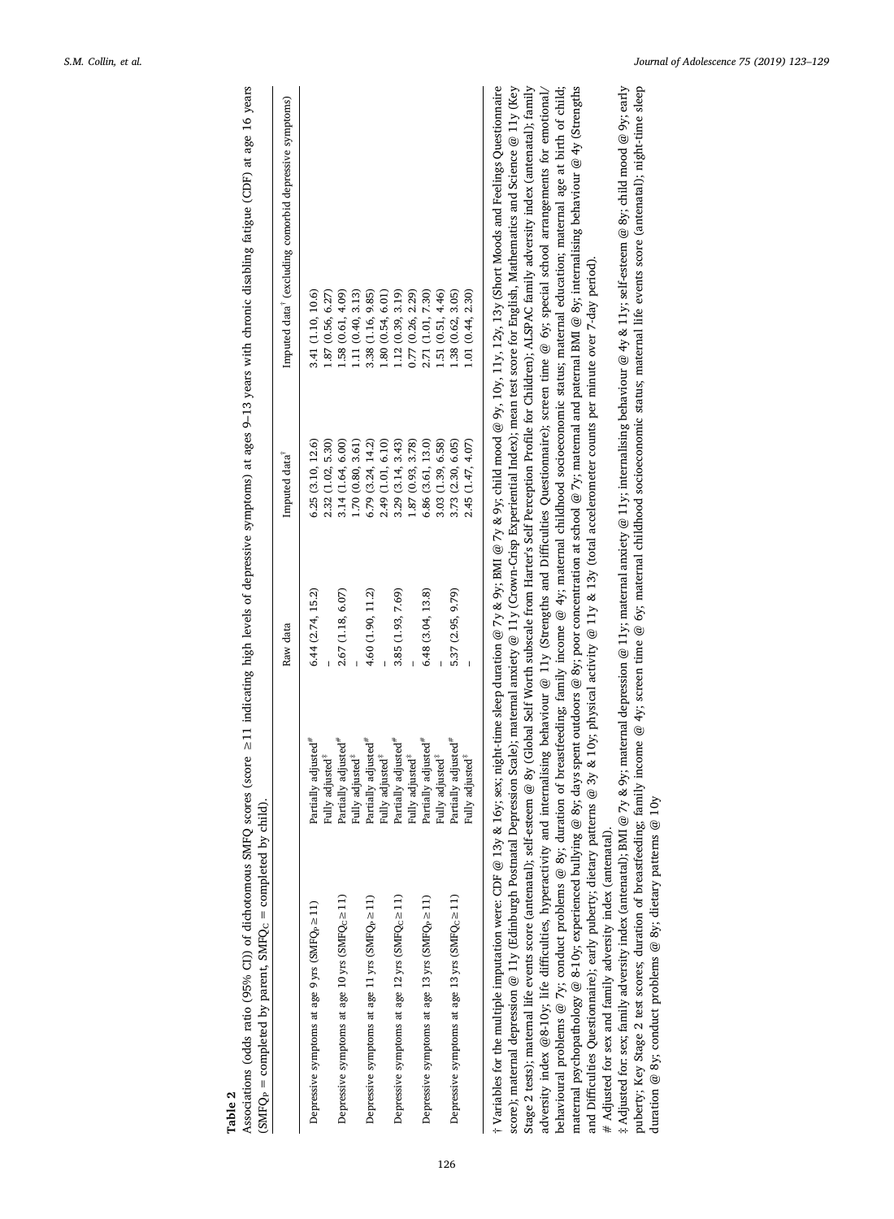**Table 2**

Associations (odds ratio (95% CI)) of dichotomous SMFQ scores (score ≥11 indicating high levels of depressive symptoms) at ages 9–13 years with chronic disabling fatigue (CDF) at age 16 years ($SMFQ_P$ = completed by parent, $SMFQ_C$ = completed by child).

| | | Raw data | Imputed data† | Imputed data† (excluding comorbid depressive symptoms) |
|---|---|---|---|---|
| Depressive symptoms at age 9 yrs ($SMFQ_P \geq 11$) | Partially adjusted# | 6.44 (2.74, 15.2) | 6.25 (3.10, 12.6) | 3.41 (1.10, 10.6) |
| | Fully adjusted‡ | – | 2.32 (1.02, 5.30) | 1.87 (0.56, 6.27) |
| Depressive symptoms at age 10 yrs ($SMFQ_C \geq 11$) | Partially adjusted# | 2.67 (1.18, 6.07) | 3.14 (1.64, 6.00) | 1.58 (0.61, 4.09) |
| | Fully adjusted‡ | – | 1.70 (0.80, 3.61) | 1.11 (0.40, 3.13) |
| Depressive symptoms at age 11 yrs ($SMFQ_P \geq 11$) | Partially adjusted# | 4.60 (1.90, 11.2) | 6.79 (3.24, 14.2) | 3.38 (1.16, 9.85) |
| | Fully adjusted‡ | – | 2.49 (1.01, 6.10) | 1.80 (0.54, 6.01) |
| Depressive symptoms at age 12 yrs ($SMFQ_C \geq 11$) | Partially adjusted# | 3.85 (1.93, 7.69) | 3.29 (3.14, 3.43) | 1.12 (0.39, 3.19) |
| | Fully adjusted‡ | – | 1.87 (0.93, 3.78) | 0.77 (0.26, 2.29) |
| Depressive symptoms at age 13 yrs ($SMFQ_P \geq 11$) | Partially adjusted# | 6.48 (3.04, 13.8) | 6.86 (3.61, 13.0) | 2.71 (1.01, 7.30) |
| | Fully adjusted‡ | – | 3.03 (1.39, 6.58) | 1.51 (0.51, 4.46) |
| Depressive symptoms at age 13 yrs ($SMFQ_C \geq 11$) | Partially adjusted# | 5.37 (2.95, 9.79) | 3.73 (2.30, 6.05) | 1.38 (0.62, 3.05) |
| | Fully adjusted‡ | – | 2.45 (1.47, 4.07) | 1.01 (0.44, 2.30) |

† Variables for the multiple imputation were: CDF @ 13y & 16y; sex; night-time sleep duration @ 7y & 9y; BMI @ 7y & 9y; child mood @ 9y, 10y, 11y, 12y, 13y (Short Moods and Feelings Questionnaire score); maternal depression @ 11y (Edinburgh Postnatal Depression Scale); maternal anxiety @ 11y (Crown-Crisp Experiential Index); mean test score for English, Mathematics and Science @ 11y (Key Stage 2 tests); maternal life events score (antenatal); self-esteem @ 8y (Global Self Worth subscale from Harter's Self Perception Profile for Children); ALSPAC family adversity index (antenatal); family adversity index @8-10y; life difficulties, hyperactivity and internalising behaviour @ 11y (Strengths and Difficulties Questionnaire); screen time @ 6y; special school arrangements for emotional/behavioural problems @ 7y; conduct problems @ 8y; duration of breastfeeding; family income @ 4y; maternal childhood socioeconomic status; maternal education; maternal age at birth of child; maternal psychopathology @ 8-10y; experienced bullying @ 8y; days spent outdoors @ 8y; poor concentration at school @ 7y; maternal and paternal BMI @ 8y; internalising behaviour @ 4y (Strengths and Difficulties Questionnaire); early puberty; dietary patterns @ 3y & 10y; physical activity @ 11y & 13y (total accelerometer counts per minute over 7-day period).

\# Adjusted for sex and family adversity index (antenatal).

‡ Adjusted for: sex; family adversity index (antenatal); BMI @ 7y & 9y; maternal depression @ 11y; maternal anxiety @ 11y; internalising behaviour @ 4y & 11y; self-esteem @ 8y; child mood @ 9y; early puberty; Key Stage 2 test scores; duration of breastfeeding; family income @ 4y; screen time @ 6y; maternal childhood socioeconomic status; maternal life events score (antenatal); night-time sleep duration @ 9y; conduct problems @ 8y; dietary patterns @ 10y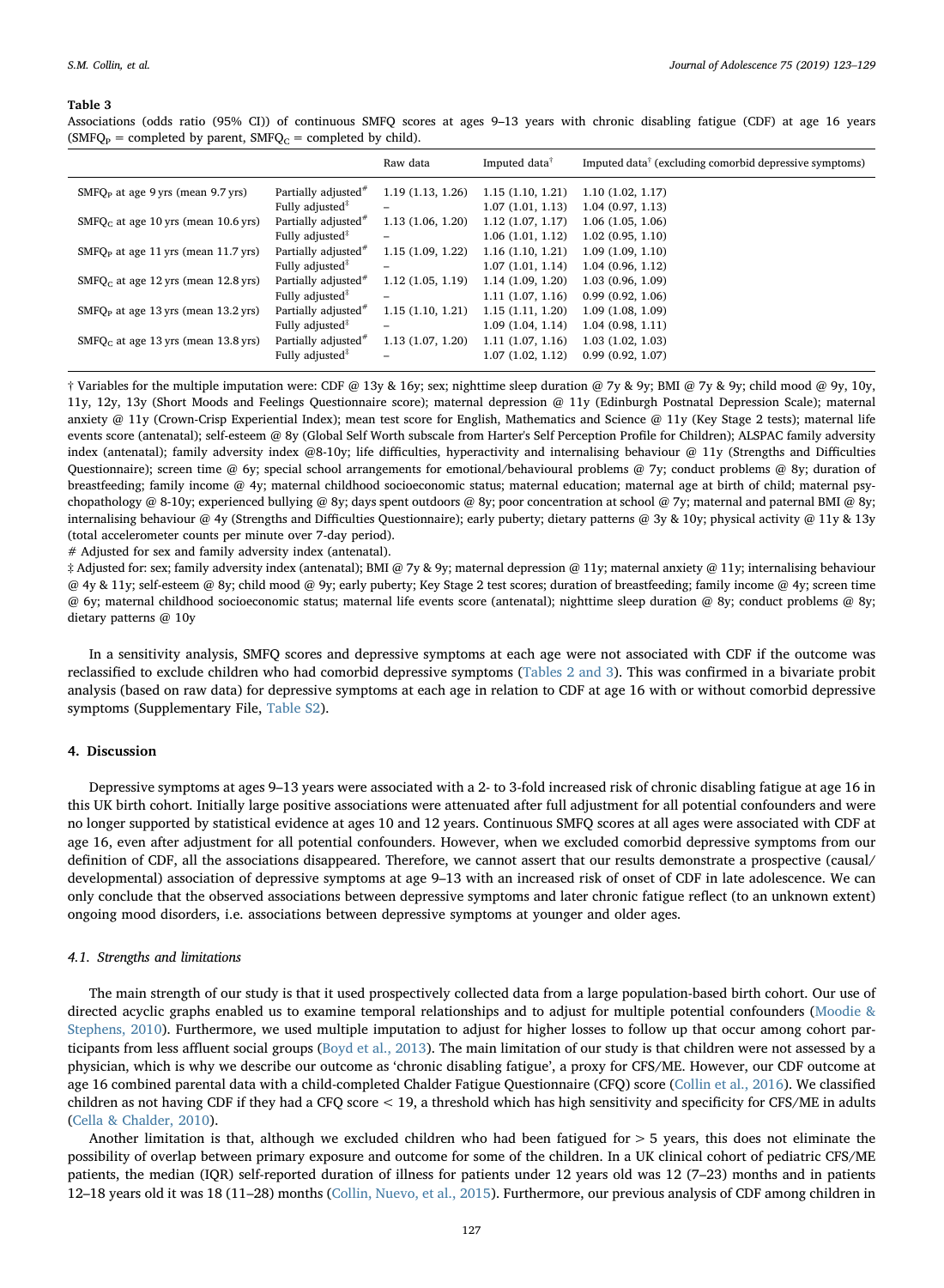**Table 3**
Associations (odds ratio (95% CI)) of continuous SMFQ scores at ages 9–13 years with chronic disabling fatigue (CDF) at age 16 years ($SMFQ_P$ = completed by parent, $SMFQ_C$ = completed by child).

| | | Raw data | Imputed data† | Imputed data† (excluding comorbid depressive symptoms) |
|---|---|---|---|---|
| $SMFQ_P$ at age 9 yrs (mean 9.7 yrs) | Partially adjusted# | 1.19 (1.13, 1.26) | 1.15 (1.10, 1.21) | 1.10 (1.02, 1.17) |
| | Fully adjusted‡ | – | 1.07 (1.01, 1.13) | 1.04 (0.97, 1.13) |
| $SMFQ_C$ at age 10 yrs (mean 10.6 yrs) | Partially adjusted# | 1.13 (1.06, 1.20) | 1.12 (1.07, 1.17) | 1.06 (1.05, 1.06) |
| | Fully adjusted‡ | – | 1.06 (1.01, 1.12) | 1.02 (0.95, 1.10) |
| $SMFQ_P$ at age 11 yrs (mean 11.7 yrs) | Partially adjusted# | 1.15 (1.09, 1.22) | 1.16 (1.10, 1.21) | 1.09 (1.09, 1.10) |
| | Fully adjusted‡ | – | 1.07 (1.01, 1.14) | 1.04 (0.96, 1.12) |
| $SMFQ_C$ at age 12 yrs (mean 12.8 yrs) | Partially adjusted# | 1.12 (1.05, 1.19) | 1.14 (1.09, 1.20) | 1.03 (0.96, 1.09) |
| | Fully adjusted‡ | – | 1.11 (1.07, 1.16) | 0.99 (0.92, 1.06) |
| $SMFQ_P$ at age 13 yrs (mean 13.2 yrs) | Partially adjusted# | 1.15 (1.10, 1.21) | 1.15 (1.11, 1.20) | 1.09 (1.08, 1.09) |
| | Fully adjusted‡ | – | 1.09 (1.04, 1.14) | 1.04 (0.98, 1.11) |
| $SMFQ_C$ at age 13 yrs (mean 13.8 yrs) | Partially adjusted# | 1.13 (1.07, 1.20) | 1.11 (1.07, 1.16) | 1.03 (1.02, 1.03) |
| | Fully adjusted‡ | – | 1.07 (1.02, 1.12) | 0.99 (0.92, 1.07) |

† Variables for the multiple imputation were: CDF @ 13y & 16y; sex; nighttime sleep duration @ 7y & 9y; BMI @ 7y & 9y; child mood @ 9y, 10y, 11y, 12y, 13y (Short Moods and Feelings Questionnaire score); maternal depression @ 11y (Edinburgh Postnatal Depression Scale); maternal anxiety @ 11y (Crown-Crisp Experiential Index); mean test score for English, Mathematics and Science @ 11y (Key Stage 2 tests); maternal life events score (antenatal); self-esteem @ 8y (Global Self Worth subscale from Harter's Self Perception Profile for Children); ALSPAC family adversity index (antenatal); family adversity index @8-10y; life difficulties, hyperactivity and internalising behaviour @ 11y (Strengths and Difficulties Questionnaire); screen time @ 6y; special school arrangements for emotional/behavioural problems @ 7y; conduct problems @ 8y; duration of breastfeeding; family income @ 4y; maternal childhood socioeconomic status; maternal education; maternal age at birth of child; maternal psychopathology @ 8-10y; experienced bullying @ 8y; days spent outdoors @ 8y; poor concentration at school @ 7y; maternal and paternal BMI @ 8y; internalising behaviour @ 4y (Strengths and Difficulties Questionnaire); early puberty; dietary patterns @ 3y & 10y; physical activity @ 11y & 13y (total accelerometer counts per minute over 7-day period).

# Adjusted for sex and family adversity index (antenatal).

‡ Adjusted for: sex; family adversity index (antenatal); BMI @ 7y & 9y; maternal depression @ 11y; maternal anxiety @ 11y; internalising behaviour @ 4y & 11y; self-esteem @ 8y; child mood @ 9y; early puberty; Key Stage 2 test scores; duration of breastfeeding; family income @ 4y; screen time @ 6y; maternal childhood socioeconomic status; maternal life events score (antenatal); nighttime sleep duration @ 8y; conduct problems @ 8y; dietary patterns @ 10y

In a sensitivity analysis, SMFQ scores and depressive symptoms at each age were not associated with CDF if the outcome was reclassified to exclude children who had comorbid depressive symptoms (Tables 2 and 3). This was confirmed in a bivariate probit analysis (based on raw data) for depressive symptoms at each age in relation to CDF at age 16 with or without comorbid depressive symptoms (Supplementary File, Table S2).

## 4. Discussion

Depressive symptoms at ages 9–13 years were associated with a 2- to 3-fold increased risk of chronic disabling fatigue at age 16 in this UK birth cohort. Initially large positive associations were attenuated after full adjustment for all potential confounders and were no longer supported by statistical evidence at ages 10 and 12 years. Continuous SMFQ scores at all ages were associated with CDF at age 16, even after adjustment for all potential confounders. However, when we excluded comorbid depressive symptoms from our definition of CDF, all the associations disappeared. Therefore, we cannot assert that our results demonstrate a prospective (causal/developmental) association of depressive symptoms at age 9–13 with an increased risk of onset of CDF in late adolescence. We can only conclude that the observed associations between depressive symptoms and later chronic fatigue reflect (to an unknown extent) ongoing mood disorders, i.e. associations between depressive symptoms at younger and older ages.

### 4.1. Strengths and limitations

The main strength of our study is that it used prospectively collected data from a large population-based birth cohort. Our use of directed acyclic graphs enabled us to examine temporal relationships and to adjust for multiple potential confounders (Moodie & Stephens, 2010). Furthermore, we used multiple imputation to adjust for higher losses to follow up that occur among cohort participants from less affluent social groups (Boyd et al., 2013). The main limitation of our study is that children were not assessed by a physician, which is why we describe our outcome as 'chronic disabling fatigue', a proxy for CFS/ME. However, our CDF outcome at age 16 combined parental data with a child-completed Chalder Fatigue Questionnaire (CFQ) score (Collin et al., 2016). We classified children as not having CDF if they had a CFQ score < 19, a threshold which has high sensitivity and specificity for CFS/ME in adults (Cella & Chalder, 2010).

Another limitation is that, although we excluded children who had been fatigued for > 5 years, this does not eliminate the possibility of overlap between primary exposure and outcome for some of the children. In a UK clinical cohort of pediatric CFS/ME patients, the median (IQR) self-reported duration of illness for patients under 12 years old was 12 (7–23) months and in patients 12–18 years old it was 18 (11–28) months (Collin, Nuevo, et al., 2015). Furthermore, our previous analysis of CDF among children in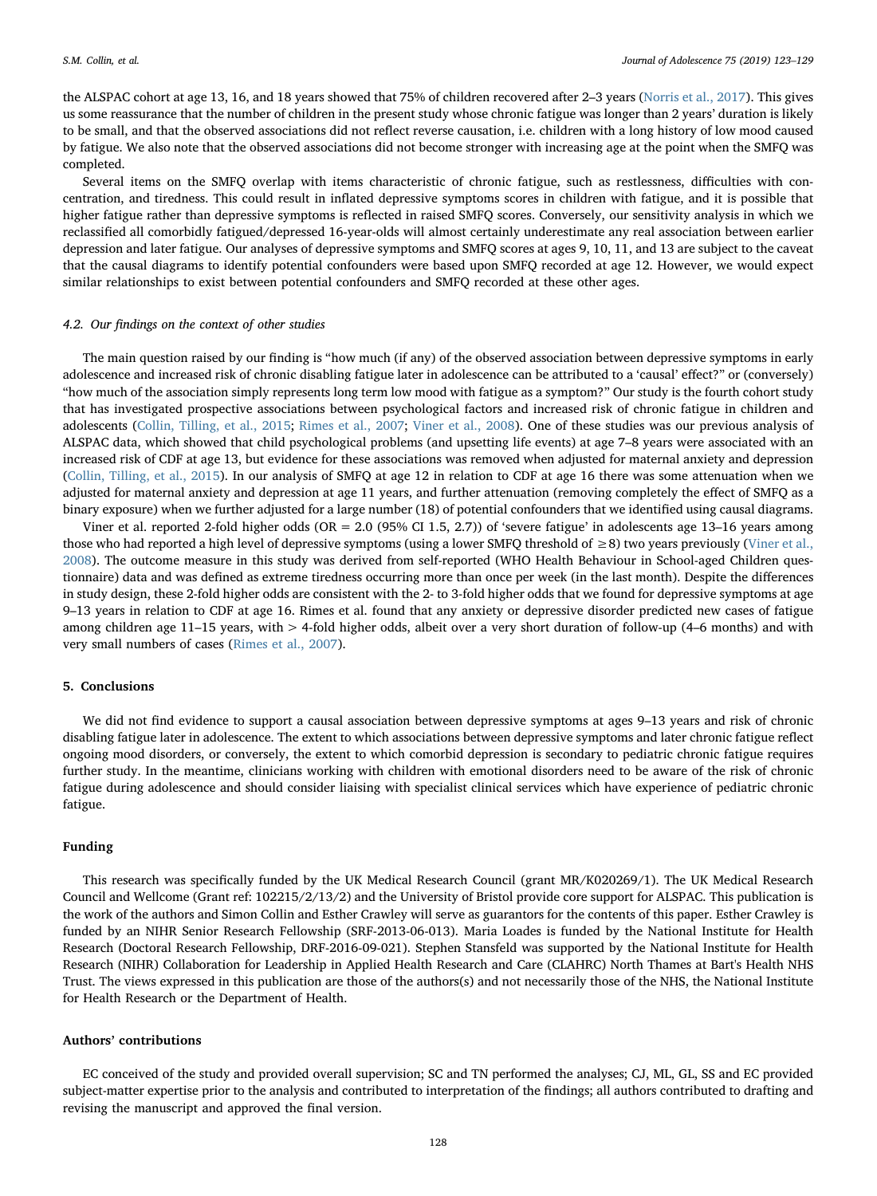the ALSPAC cohort at age 13, 16, and 18 years showed that 75% of children recovered after 2–3 years (Norris et al., 2017). This gives us some reassurance that the number of children in the present study whose chronic fatigue was longer than 2 years' duration is likely to be small, and that the observed associations did not reflect reverse causation, i.e. children with a long history of low mood caused by fatigue. We also note that the observed associations did not become stronger with increasing age at the point when the SMFQ was completed.

Several items on the SMFQ overlap with items characteristic of chronic fatigue, such as restlessness, difficulties with concentration, and tiredness. This could result in inflated depressive symptoms scores in children with fatigue, and it is possible that higher fatigue rather than depressive symptoms is reflected in raised SMFQ scores. Conversely, our sensitivity analysis in which we reclassified all comorbidly fatigued/depressed 16-year-olds will almost certainly underestimate any real association between earlier depression and later fatigue. Our analyses of depressive symptoms and SMFQ scores at ages 9, 10, 11, and 13 are subject to the caveat that the causal diagrams to identify potential confounders were based upon SMFQ recorded at age 12. However, we would expect similar relationships to exist between potential confounders and SMFQ recorded at these other ages.

### 4.2. Our findings on the context of other studies

The main question raised by our finding is "how much (if any) of the observed association between depressive symptoms in early adolescence and increased risk of chronic disabling fatigue later in adolescence can be attributed to a 'causal' effect?" or (conversely) "how much of the association simply represents long term low mood with fatigue as a symptom?" Our study is the fourth cohort study that has investigated prospective associations between psychological factors and increased risk of chronic fatigue in children and adolescents (Collin, Tilling, et al., 2015; Rimes et al., 2007; Viner et al., 2008). One of these studies was our previous analysis of ALSPAC data, which showed that child psychological problems (and upsetting life events) at age 7–8 years were associated with an increased risk of CDF at age 13, but evidence for these associations was removed when adjusted for maternal anxiety and depression (Collin, Tilling, et al., 2015). In our analysis of SMFQ at age 12 in relation to CDF at age 16 there was some attenuation when we adjusted for maternal anxiety and depression at age 11 years, and further attenuation (removing completely the effect of SMFQ as a binary exposure) when we further adjusted for a large number (18) of potential confounders that we identified using causal diagrams.

Viner et al. reported 2-fold higher odds (OR = 2.0 (95% CI 1.5, 2.7)) of 'severe fatigue' in adolescents age 13–16 years among those who had reported a high level of depressive symptoms (using a lower SMFQ threshold of ≥8) two years previously (Viner et al., 2008). The outcome measure in this study was derived from self-reported (WHO Health Behaviour in School-aged Children questionnaire) data and was defined as extreme tiredness occurring more than once per week (in the last month). Despite the differences in study design, these 2-fold higher odds are consistent with the 2- to 3-fold higher odds that we found for depressive symptoms at age 9–13 years in relation to CDF at age 16. Rimes et al. found that any anxiety or depressive disorder predicted new cases of fatigue among children age 11–15 years, with > 4-fold higher odds, albeit over a very short duration of follow-up (4–6 months) and with very small numbers of cases (Rimes et al., 2007).

## 5. Conclusions

We did not find evidence to support a causal association between depressive symptoms at ages 9–13 years and risk of chronic disabling fatigue later in adolescence. The extent to which associations between depressive symptoms and later chronic fatigue reflect ongoing mood disorders, or conversely, the extent to which comorbid depression is secondary to pediatric chronic fatigue requires further study. In the meantime, clinicians working with children with emotional disorders need to be aware of the risk of chronic fatigue during adolescence and should consider liaising with specialist clinical services which have experience of pediatric chronic fatigue.

## Funding

This research was specifically funded by the UK Medical Research Council (grant MR/K020269/1). The UK Medical Research Council and Wellcome (Grant ref: 102215/2/13/2) and the University of Bristol provide core support for ALSPAC. This publication is the work of the authors and Simon Collin and Esther Crawley will serve as guarantors for the contents of this paper. Esther Crawley is funded by an NIHR Senior Research Fellowship (SRF-2013-06-013). Maria Loades is funded by the National Institute for Health Research (Doctoral Research Fellowship, DRF-2016-09-021). Stephen Stansfeld was supported by the National Institute for Health Research (NIHR) Collaboration for Leadership in Applied Health Research and Care (CLAHRC) North Thames at Bart's Health NHS Trust. The views expressed in this publication are those of the authors(s) and not necessarily those of the NHS, the National Institute for Health Research or the Department of Health.

## Authors' contributions

EC conceived of the study and provided overall supervision; SC and TN performed the analyses; CJ, ML, GL, SS and EC provided subject-matter expertise prior to the analysis and contributed to interpretation of the findings; all authors contributed to drafting and revising the manuscript and approved the final version.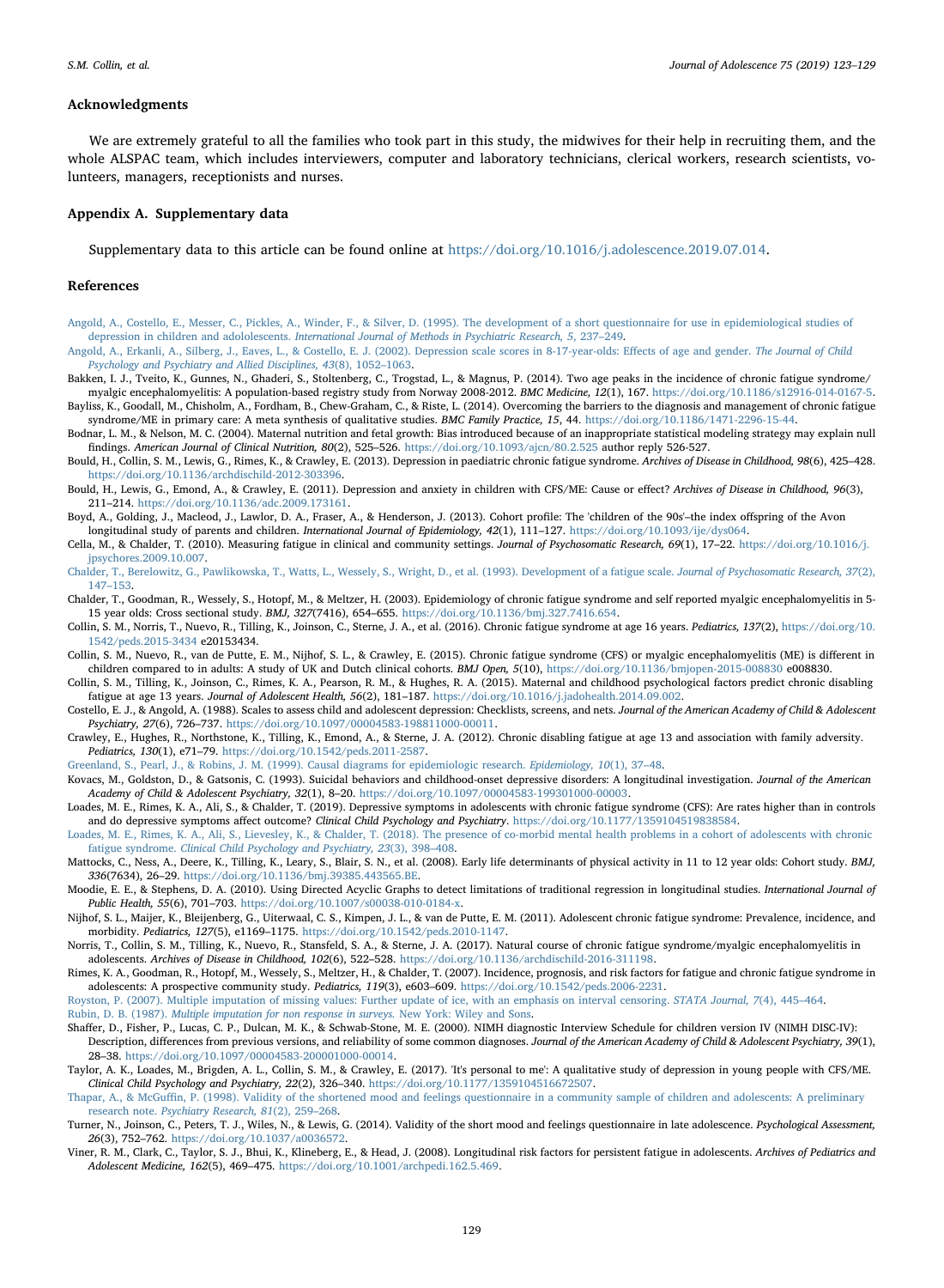## Acknowledgments

We are extremely grateful to all the families who took part in this study, the midwives for their help in recruiting them, and the whole ALSPAC team, which includes interviewers, computer and laboratory technicians, clerical workers, research scientists, volunteers, managers, receptionists and nurses.

## Appendix A. Supplementary data

Supplementary data to this article can be found online at https://doi.org/10.1016/j.adolescence.2019.07.014.

## References

Angold, A., Costello, E., Messer, C., Pickles, A., Winder, F., & Silver, D. (1995). The development of a short questionnaire for use in epidemiological studies of depression in children and adololescents. *International Journal of Methods in Psychiatric Research, 5*, 237–249.

Angold, A., Erkanli, A., Silberg, J., Eaves, L., & Costello, E. J. (2002). Depression scale scores in 8-17-year-olds: Effects of age and gender. *The Journal of Child Psychology and Psychiatry and Allied Disciplines, 43*(8), 1052–1063.

Bakken, I. J., Tveito, K., Gunnes, N., Ghaderi, S., Stoltenberg, C., Trogstad, L., & Magnus, P. (2014). Two age peaks in the incidence of chronic fatigue syndrome/myalgic encephalomyelitis: A population-based registry study from Norway 2008-2012. *BMC Medicine, 12*(1), 167. https://doi.org/10.1186/s12916-014-0167-5.

Bayliss, K., Goodall, M., Chisholm, A., Fordham, B., Chew-Graham, C., & Riste, L. (2014). Overcoming the barriers to the diagnosis and management of chronic fatigue syndrome/ME in primary care: A meta synthesis of qualitative studies. *BMC Family Practice, 15*, 44. https://doi.org/10.1186/1471-2296-15-44.

Bodnar, L. M., & Nelson, M. C. (2004). Maternal nutrition and fetal growth: Bias introduced because of an inappropriate statistical modeling strategy may explain null findings. *American Journal of Clinical Nutrition, 80*(2), 525–526. https://doi.org/10.1093/ajcn/80.2.525 author reply 526-527.

Bould, H., Collin, S. M., Lewis, G., Rimes, K., & Crawley, E. (2013). Depression in paediatric chronic fatigue syndrome. *Archives of Disease in Childhood, 98*(6), 425–428. https://doi.org/10.1136/archdischild-2012-303396.

Bould, H., Lewis, G., Emond, A., & Crawley, E. (2011). Depression and anxiety in children with CFS/ME: Cause or effect? *Archives of Disease in Childhood, 96*(3), 211–214. https://doi.org/10.1136/adc.2009.173161.

Boyd, A., Golding, J., Macleod, J., Lawlor, D. A., Fraser, A., & Henderson, J. (2013). Cohort profile: The 'children of the 90s'–the index offspring of the Avon longitudinal study of parents and children. *International Journal of Epidemiology, 42*(1), 111–127. https://doi.org/10.1093/ije/dys064.

Cella, M., & Chalder, T. (2010). Measuring fatigue in clinical and community settings. *Journal of Psychosomatic Research, 69*(1), 17–22. https://doi.org/10.1016/j.jpsychores.2009.10.007.

Chalder, T., Berelowitz, G., Pawlikowska, T., Watts, L., Wessely, S., Wright, D., et al. (1993). Development of a fatigue scale. *Journal of Psychosomatic Research, 37*(2), 147–153.

Chalder, T., Goodman, R., Wessely, S., Hotopf, M., & Meltzer, H. (2003). Epidemiology of chronic fatigue syndrome and self reported myalgic encephalomyelitis in 5-15 year olds: Cross sectional study. *BMJ, 327*(7416), 654–655. https://doi.org/10.1136/bmj.327.7416.654.

Collin, S. M., Norris, T., Nuevo, R., Tilling, K., Joinson, C., Sterne, J. A., et al. (2016). Chronic fatigue syndrome at age 16 years. *Pediatrics, 137*(2), https://doi.org/10.1542/peds.2015-3434 e20153434.

Collin, S. M., Nuevo, R., van de Putte, E. M., Nijhof, S. L., & Crawley, E. (2015). Chronic fatigue syndrome (CFS) or myalgic encephalomyelitis (ME) is different in children compared to in adults: A study of UK and Dutch clinical cohorts. *BMJ Open, 5*(10), https://doi.org/10.1136/bmjopen-2015-008830 e008830.

Collin, S. M., Tilling, K., Joinson, C., Rimes, K. A., Pearson, R. M., & Hughes, R. A. (2015). Maternal and childhood psychological factors predict chronic disabling fatigue at age 13 years. *Journal of Adolescent Health, 56*(2), 181–187. https://doi.org/10.1016/j.jadohealth.2014.09.002.

Costello, E. J., & Angold, A. (1988). Scales to assess child and adolescent depression: Checklists, screens, and nets. *Journal of the American Academy of Child & Adolescent Psychiatry, 27*(6), 726–737. https://doi.org/10.1097/00004583-198811000-00011.

Crawley, E., Hughes, R., Northstone, K., Tilling, K., Emond, A., & Sterne, J. A. (2012). Chronic disabling fatigue at age 13 and association with family adversity. *Pediatrics, 130*(1), e71–79. https://doi.org/10.1542/peds.2011-2587.

Greenland, S., Pearl, J., & Robins, J. M. (1999). Causal diagrams for epidemiologic research. *Epidemiology, 10*(1), 37–48.

Kovacs, M., Goldston, D., & Gatsonis, C. (1993). Suicidal behaviors and childhood-onset depressive disorders: A longitudinal investigation. *Journal of the American Academy of Child & Adolescent Psychiatry, 32*(1), 8–20. https://doi.org/10.1097/00004583-199301000-00003.

Loades, M. E., Rimes, K. A., Ali, S., & Chalder, T. (2019). Depressive symptoms in adolescents with chronic fatigue syndrome (CFS): Are rates higher than in controls and do depressive symptoms affect outcome? *Clinical Child Psychology and Psychiatry*. https://doi.org/10.1177/1359104519838584.

Loades, M. E., Rimes, K. A., Ali, S., Lievesley, K., & Chalder, T. (2018). The presence of co-morbid mental health problems in a cohort of adolescents with chronic fatigue syndrome. *Clinical Child Psychology and Psychiatry, 23*(3), 398–408.

Mattocks, C., Ness, A., Deere, K., Tilling, K., Leary, S., Blair, S. N., et al. (2008). Early life determinants of physical activity in 11 to 12 year olds: Cohort study. *BMJ, 336*(7634), 26–29. https://doi.org/10.1136/bmj.39385.443565.BE.

Moodie, E. E., & Stephens, D. A. (2010). Using Directed Acyclic Graphs to detect limitations of traditional regression in longitudinal studies. *International Journal of Public Health, 55*(6), 701–703. https://doi.org/10.1007/s00038-010-0184-x.

Nijhof, S. L., Maijer, K., Bleijenberg, G., Uiterwaal, C. S., Kimpen, J. L., & van de Putte, E. M. (2011). Adolescent chronic fatigue syndrome: Prevalence, incidence, and morbidity. *Pediatrics, 127*(5), e1169–1175. https://doi.org/10.1542/peds.2010-1147.

Norris, T., Collin, S. M., Tilling, K., Nuevo, R., Stansfeld, S. A., & Sterne, J. A. (2017). Natural course of chronic fatigue syndrome/myalgic encephalomyelitis in adolescents. *Archives of Disease in Childhood, 102*(6), 522–528. https://doi.org/10.1136/archdischild-2016-311198.

Rimes, K. A., Goodman, R., Hotopf, M., Wessely, S., Meltzer, H., & Chalder, T. (2007). Incidence, prognosis, and risk factors for fatigue and chronic fatigue syndrome in adolescents: A prospective community study. *Pediatrics, 119*(3), e603–609. https://doi.org/10.1542/peds.2006-2231.

Royston, P. (2007). Multiple imputation of missing values: Further update of ice, with an emphasis on interval censoring. *STATA Journal, 7*(4), 445–464.

Rubin, D. B. (1987). *Multiple imputation for non response in surveys*. New York: Wiley and Sons.

Shaffer, D., Fisher, P., Lucas, C. P., Dulcan, M. K., & Schwab-Stone, M. E. (2000). NIMH diagnostic Interview Schedule for children version IV (NIMH DISC-IV): Description, differences from previous versions, and reliability of some common diagnoses. *Journal of the American Academy of Child & Adolescent Psychiatry, 39*(1), 28–38. https://doi.org/10.1097/00004583-200001000-00014.

Taylor, A. K., Loades, M., Brigden, A. L., Collin, S. M., & Crawley, E. (2017). 'It's personal to me': A qualitative study of depression in young people with CFS/ME. *Clinical Child Psychology and Psychiatry, 22*(2), 326–340. https://doi.org/10.1177/1359104516672507.

Thapar, A., & McGuffin, P. (1998). Validity of the shortened mood and feelings questionnaire in a community sample of children and adolescents: A preliminary research note. *Psychiatry Research, 81*(2), 259–268.

Turner, N., Joinson, C., Peters, T. J., Wiles, N., & Lewis, G. (2014). Validity of the short mood and feelings questionnaire in late adolescence. *Psychological Assessment, 26*(3), 752–762. https://doi.org/10.1037/a0036572.

Viner, R. M., Clark, C., Taylor, S. J., Bhui, K., Klineberg, E., & Head, J. (2008). Longitudinal risk factors for persistent fatigue in adolescents. *Archives of Pediatrics and Adolescent Medicine, 162*(5), 469–475. https://doi.org/10.1001/archpedi.162.5.469.